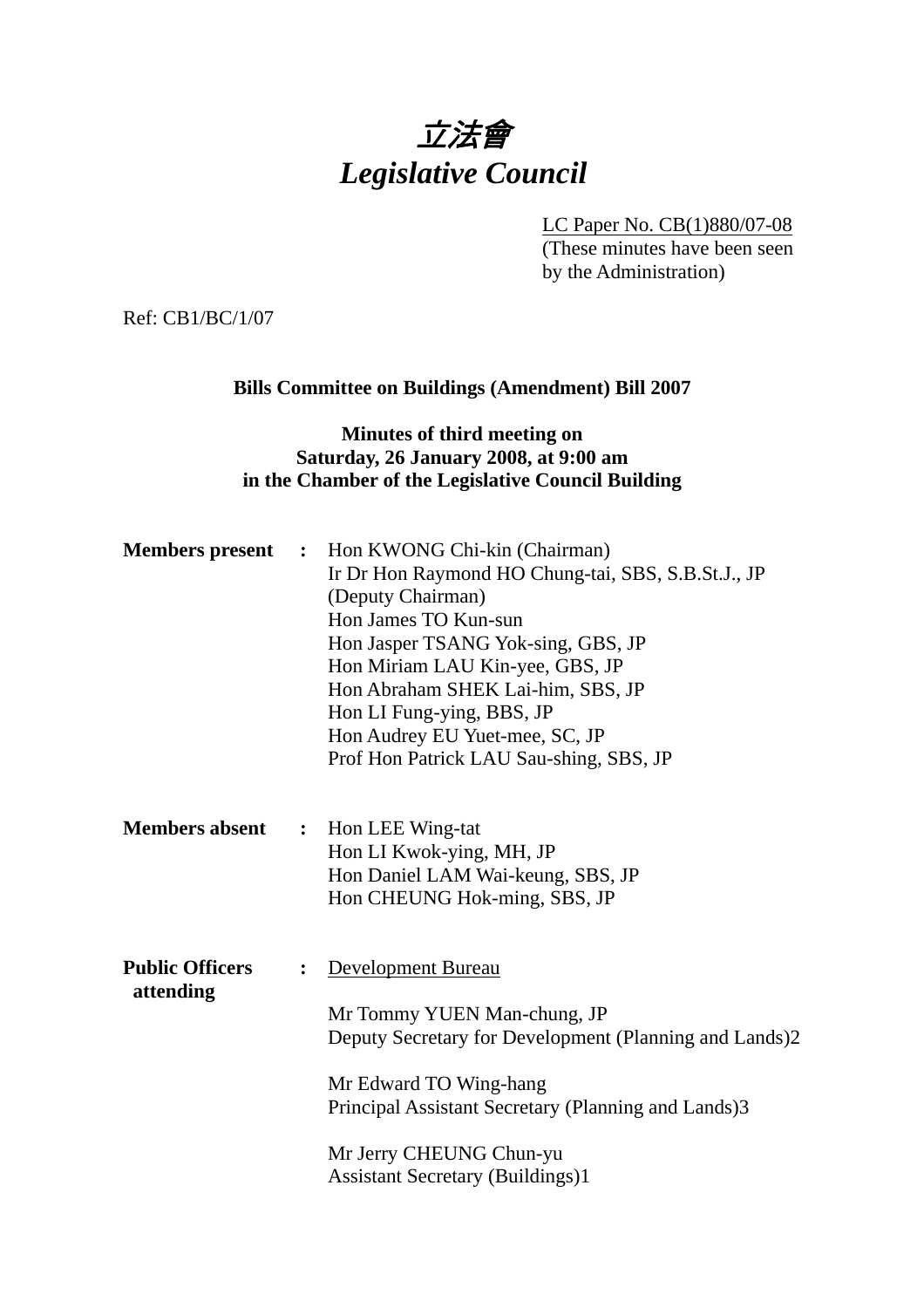# 立法會
# *Legislative Council*

LC Paper No. CB(1)880/07-08
(These minutes have been seen by the Administration)

Ref: CB1/BC/1/07

**Bills Committee on Buildings (Amendment) Bill 2007**

**Minutes of third meeting on**
**Saturday, 26 January 2008, at 9:00 am**
**in the Chamber of the Legislative Council Building**

**Members present :**
Hon KWONG Chi-kin (Chairman)
Ir Dr Hon Raymond HO Chung-tai, SBS, S.B.St.J., JP (Deputy Chairman)
Hon James TO Kun-sun
Hon Jasper TSANG Yok-sing, GBS, JP
Hon Miriam LAU Kin-yee, GBS, JP
Hon Abraham SHEK Lai-him, SBS, JP
Hon LI Fung-ying, BBS, JP
Hon Audrey EU Yuet-mee, SC, JP
Prof Hon Patrick LAU Sau-shing, SBS, JP

**Members absent :**
Hon LEE Wing-tat
Hon LI Kwok-ying, MH, JP
Hon Daniel LAM Wai-keung, SBS, JP
Hon CHEUNG Hok-ming, SBS, JP

**Public Officers attending :**
Development Bureau

Mr Tommy YUEN Man-chung, JP
Deputy Secretary for Development (Planning and Lands)2

Mr Edward TO Wing-hang
Principal Assistant Secretary (Planning and Lands)3

Mr Jerry CHEUNG Chun-yu
Assistant Secretary (Buildings)1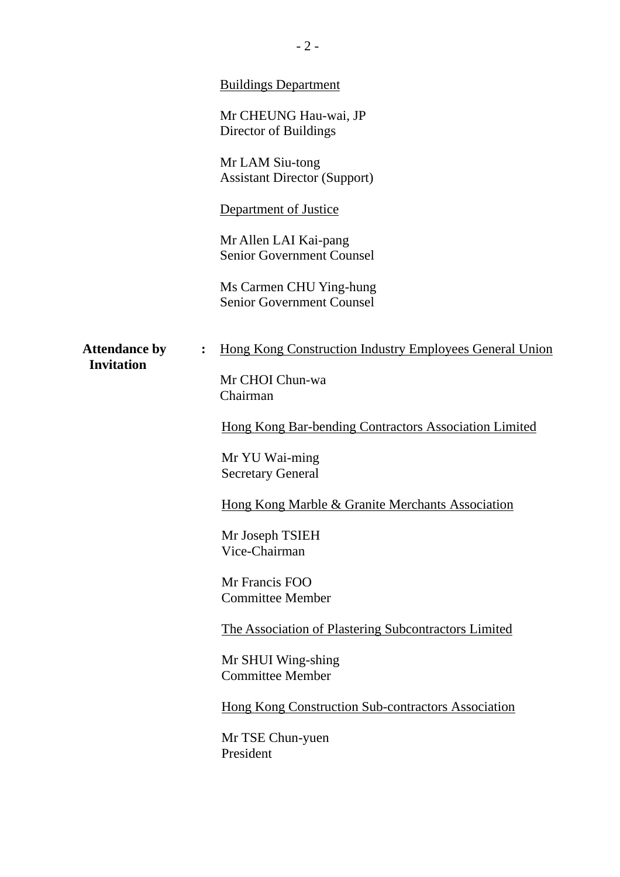<u>Buildings Department</u>

Mr CHEUNG Hau-wai, JP
Director of Buildings

Mr LAM Siu-tong
Assistant Director (Support)

<u>Department of Justice</u>

Mr Allen LAI Kai-pang
Senior Government Counsel

Ms Carmen CHU Ying-hung
Senior Government Counsel

**Attendance by Invitation** : <u>Hong Kong Construction Industry Employees General Union</u>

Mr CHOI Chun-wa
Chairman

<u>Hong Kong Bar-bending Contractors Association Limited</u>

Mr YU Wai-ming
Secretary General

<u>Hong Kong Marble & Granite Merchants Association</u>

Mr Joseph TSIEH
Vice-Chairman

Mr Francis FOO
Committee Member

<u>The Association of Plastering Subcontractors Limited</u>

Mr SHUI Wing-shing
Committee Member

<u>Hong Kong Construction Sub-contractors Association</u>

Mr TSE Chun-yuen
President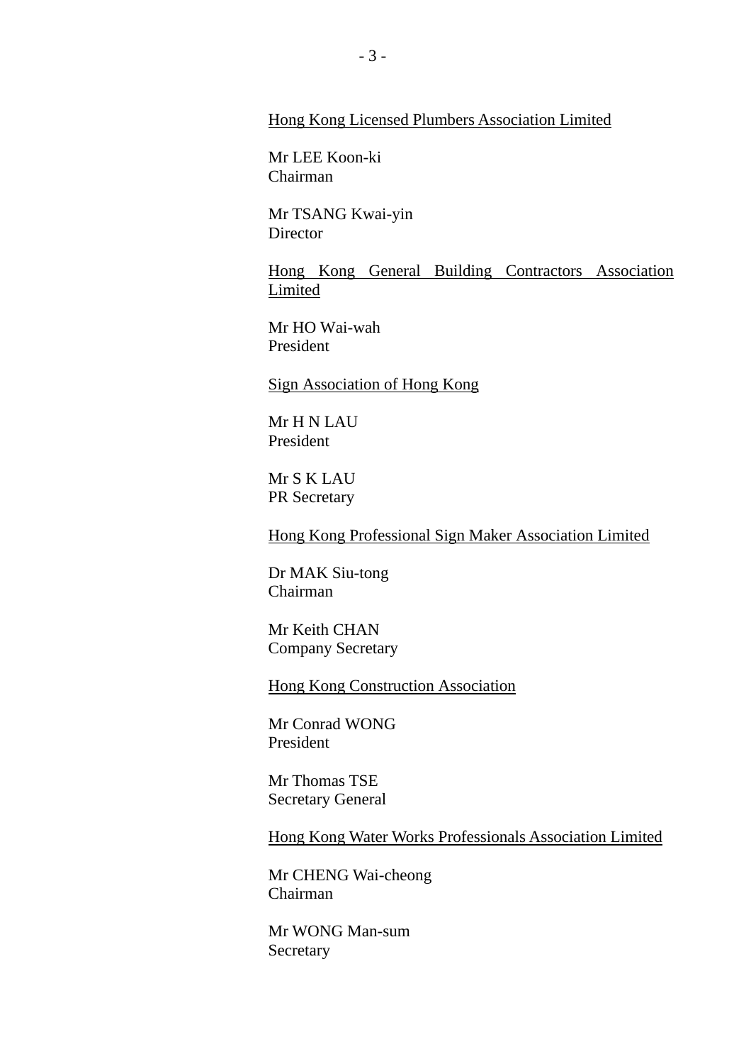<u>Hong Kong Licensed Plumbers Association Limited</u>

Mr LEE Koon-ki
Chairman

Mr TSANG Kwai-yin
Director

<u>Hong Kong General Building Contractors Association Limited</u>

Mr HO Wai-wah
President

<u>Sign Association of Hong Kong</u>

Mr H N LAU
President

Mr S K LAU
PR Secretary

<u>Hong Kong Professional Sign Maker Association Limited</u>

Dr MAK Siu-tong
Chairman

Mr Keith CHAN
Company Secretary

<u>Hong Kong Construction Association</u>

Mr Conrad WONG
President

Mr Thomas TSE
Secretary General

<u>Hong Kong Water Works Professionals Association Limited</u>

Mr CHENG Wai-cheong
Chairman

Mr WONG Man-sum
Secretary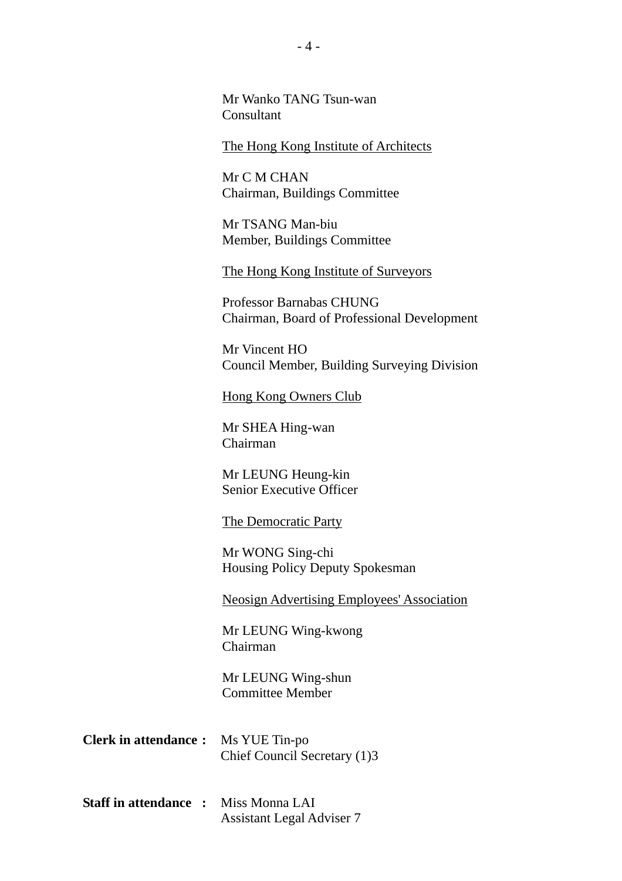Mr Wanko TANG Tsun-wan
Consultant

<u>The Hong Kong Institute of Architects</u>

Mr C M CHAN
Chairman, Buildings Committee

Mr TSANG Man-biu
Member, Buildings Committee

<u>The Hong Kong Institute of Surveyors</u>

Professor Barnabas CHUNG
Chairman, Board of Professional Development

Mr Vincent HO
Council Member, Building Surveying Division

<u>Hong Kong Owners Club</u>

Mr SHEA Hing-wan
Chairman

Mr LEUNG Heung-kin
Senior Executive Officer

<u>The Democratic Party</u>

Mr WONG Sing-chi
Housing Policy Deputy Spokesman

<u>Neosign Advertising Employees' Association</u>

Mr LEUNG Wing-kwong
Chairman

Mr LEUNG Wing-shun
Committee Member

**Clerk in attendance :** Ms YUE Tin-po
Chief Council Secretary (1)3

**Staff in attendance :** Miss Monna LAI
Assistant Legal Adviser 7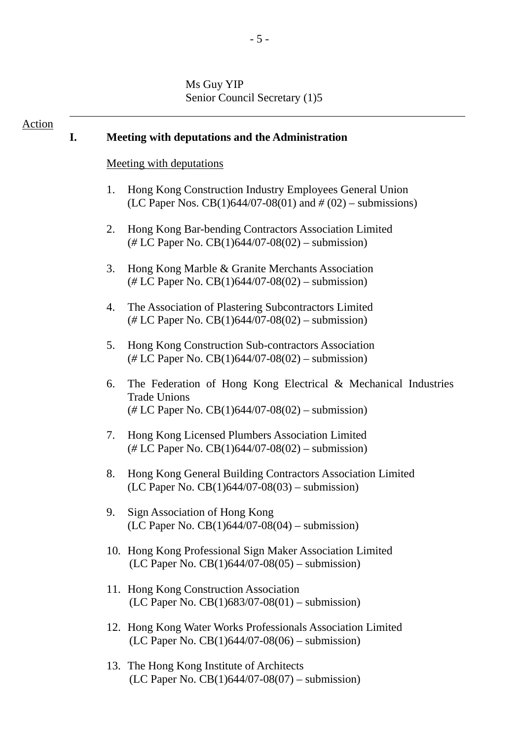Ms Guy YIP
Senior Council Secretary (1)5

---

Action

**I. Meeting with deputations and the Administration**

Meeting with deputations

1. Hong Kong Construction Industry Employees General Union
   (LC Paper Nos. CB(1)644/07-08(01) and # (02) – submissions)

2. Hong Kong Bar-bending Contractors Association Limited
   (# LC Paper No. CB(1)644/07-08(02) – submission)

3. Hong Kong Marble & Granite Merchants Association
   (# LC Paper No. CB(1)644/07-08(02) – submission)

4. The Association of Plastering Subcontractors Limited
   (# LC Paper No. CB(1)644/07-08(02) – submission)

5. Hong Kong Construction Sub-contractors Association
   (# LC Paper No. CB(1)644/07-08(02) – submission)

6. The Federation of Hong Kong Electrical & Mechanical Industries Trade Unions
   (# LC Paper No. CB(1)644/07-08(02) – submission)

7. Hong Kong Licensed Plumbers Association Limited
   (# LC Paper No. CB(1)644/07-08(02) – submission)

8. Hong Kong General Building Contractors Association Limited
   (LC Paper No. CB(1)644/07-08(03) – submission)

9. Sign Association of Hong Kong
   (LC Paper No. CB(1)644/07-08(04) – submission)

10. Hong Kong Professional Sign Maker Association Limited
    (LC Paper No. CB(1)644/07-08(05) – submission)

11. Hong Kong Construction Association
    (LC Paper No. CB(1)683/07-08(01) – submission)

12. Hong Kong Water Works Professionals Association Limited
    (LC Paper No. CB(1)644/07-08(06) – submission)

13. The Hong Kong Institute of Architects
    (LC Paper No. CB(1)644/07-08(07) – submission)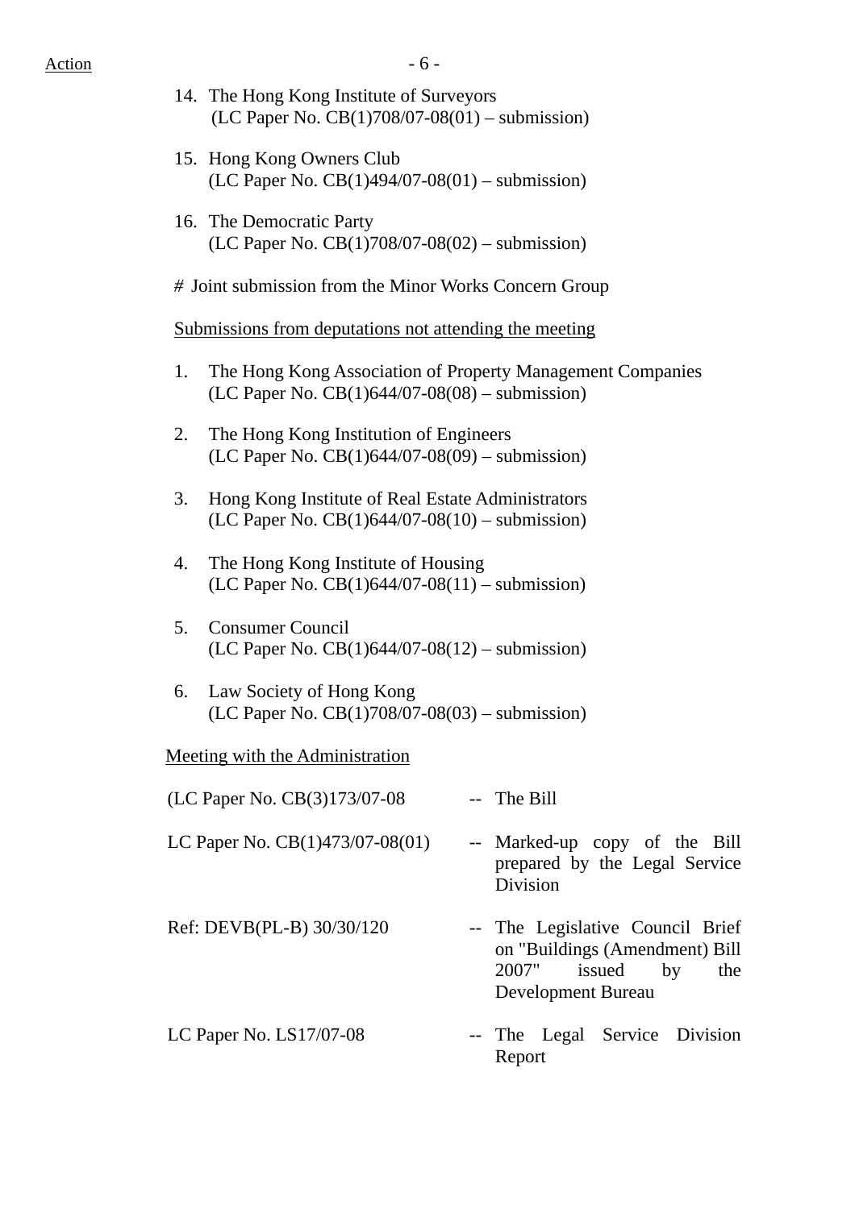Action

14. The Hong Kong Institute of Surveyors
 (LC Paper No. CB(1)708/07-08(01) – submission)

15. Hong Kong Owners Club
 (LC Paper No. CB(1)494/07-08(01) – submission)

16. The Democratic Party
 (LC Paper No. CB(1)708/07-08(02) – submission)

\# Joint submission from the Minor Works Concern Group

<u>Submissions from deputations not attending the meeting</u>

1. The Hong Kong Association of Property Management Companies
 (LC Paper No. CB(1)644/07-08(08) – submission)

2. The Hong Kong Institution of Engineers
 (LC Paper No. CB(1)644/07-08(09) – submission)

3. Hong Kong Institute of Real Estate Administrators
 (LC Paper No. CB(1)644/07-08(10) – submission)

4. The Hong Kong Institute of Housing
 (LC Paper No. CB(1)644/07-08(11) – submission)

5. Consumer Council
 (LC Paper No. CB(1)644/07-08(12) – submission)

6. Law Society of Hong Kong
 (LC Paper No. CB(1)708/07-08(03) – submission)

<u>Meeting with the Administration</u>

(LC Paper No. CB(3)173/07-08 -- The Bill

LC Paper No. CB(1)473/07-08(01) -- Marked-up copy of the Bill prepared by the Legal Service Division

Ref: DEVB(PL-B) 30/30/120 -- The Legislative Council Brief on "Buildings (Amendment) Bill 2007" issued by the Development Bureau

LC Paper No. LS17/07-08 -- The Legal Service Division Report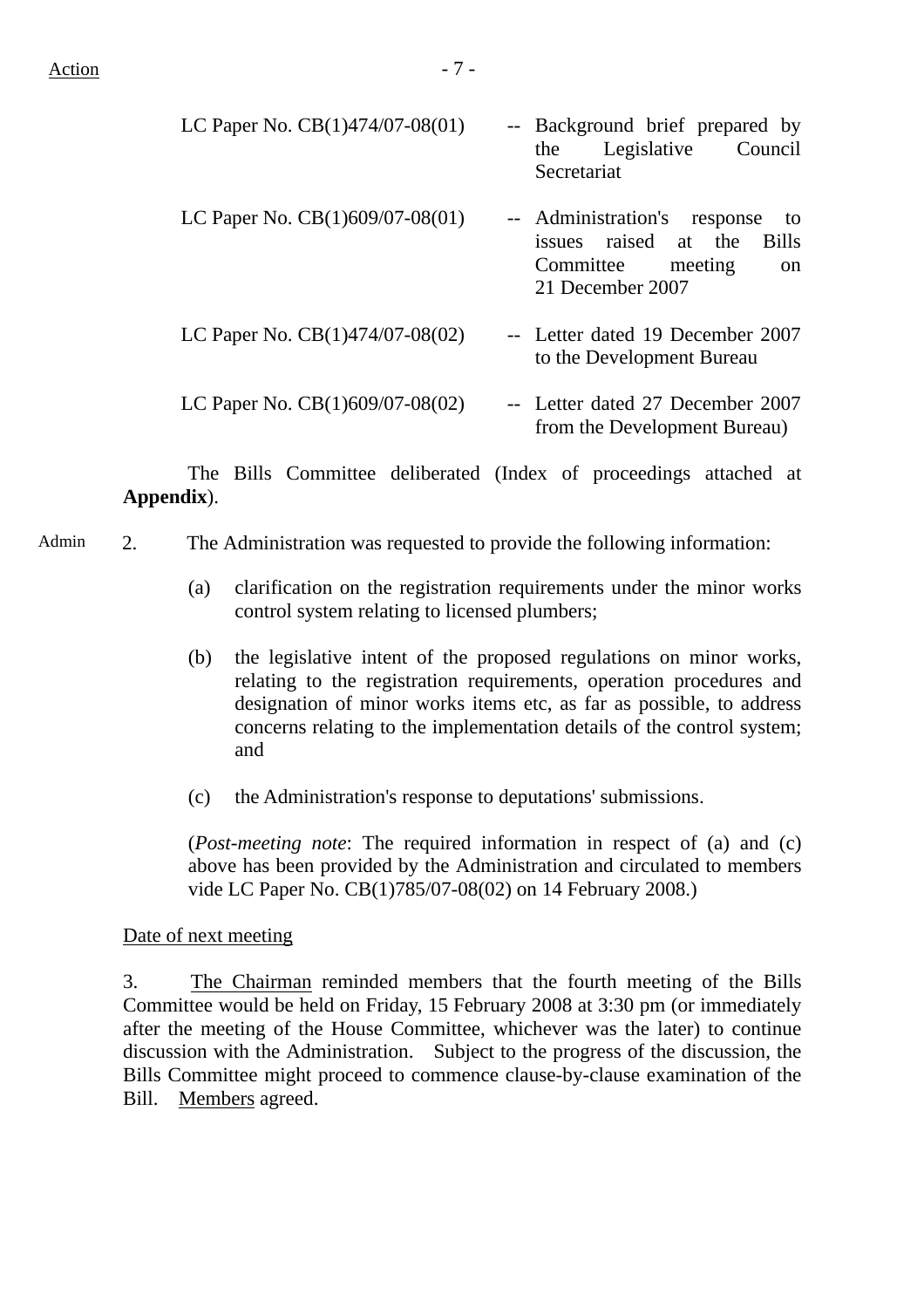LC Paper No. CB(1)474/07-08(01) -- Background brief prepared by the Legislative Council Secretariat

LC Paper No. CB(1)609/07-08(01) -- Administration's response to issues raised at the Bills Committee meeting on 21 December 2007

LC Paper No. CB(1)474/07-08(02) -- Letter dated 19 December 2007 to the Development Bureau

LC Paper No. CB(1)609/07-08(02) -- Letter dated 27 December 2007 from the Development Bureau)

The Bills Committee deliberated (Index of proceedings attached at **Appendix**).

Admin

2. The Administration was requested to provide the following information:

(a) clarification on the registration requirements under the minor works control system relating to licensed plumbers;

(b) the legislative intent of the proposed regulations on minor works, relating to the registration requirements, operation procedures and designation of minor works items etc, as far as possible, to address concerns relating to the implementation details of the control system; and

(c) the Administration's response to deputations' submissions.

(*Post-meeting note*: The required information in respect of (a) and (c) above has been provided by the Administration and circulated to members vide LC Paper No. CB(1)785/07-08(02) on 14 February 2008.)

Date of next meeting

3. The Chairman reminded members that the fourth meeting of the Bills Committee would be held on Friday, 15 February 2008 at 3:30 pm (or immediately after the meeting of the House Committee, whichever was the later) to continue discussion with the Administration. Subject to the progress of the discussion, the Bills Committee might proceed to commence clause-by-clause examination of the Bill. Members agreed.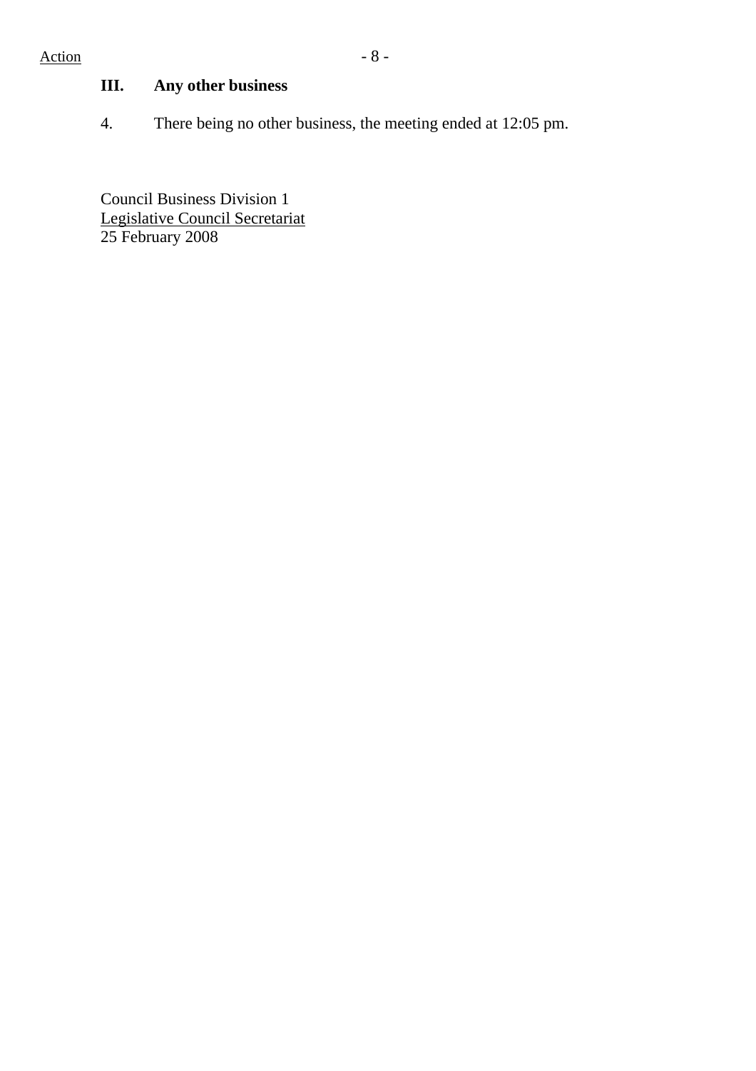Action

## III. Any other business

4. There being no other business, the meeting ended at 12:05 pm.

Council Business Division 1
Legislative Council Secretariat
25 February 2008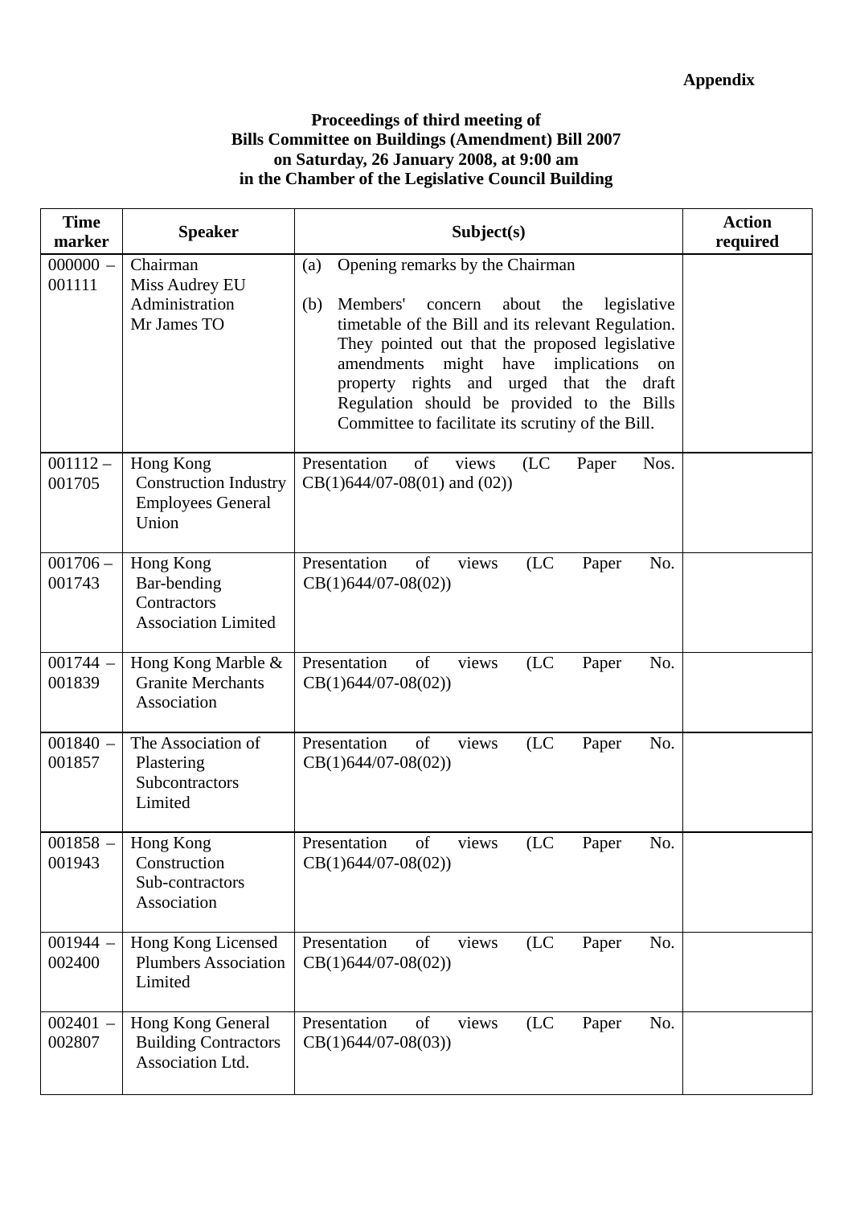**Appendix**

**Proceedings of third meeting of**
**Bills Committee on Buildings (Amendment) Bill 2007**
**on Saturday, 26 January 2008, at 9:00 am**
**in the Chamber of the Legislative Council Building**

| Time marker | Speaker | Subject(s) | Action required |
|---|---|---|---|
| 000000 – 001111 | Chairman<br>Miss Audrey EU<br>Administration<br>Mr James TO | (a) Opening remarks by the Chairman<br><br>(b) Members' concern about the legislative timetable of the Bill and its relevant Regulation. They pointed out that the proposed legislative amendments might have implications on property rights and urged that the draft Regulation should be provided to the Bills Committee to facilitate its scrutiny of the Bill. | |
| 001112 – 001705 | Hong Kong Construction Industry Employees General Union | Presentation of views (LC Paper Nos. CB(1)644/07-08(01) and (02)) | |
| 001706 – 001743 | Hong Kong Bar-bending Contractors Association Limited | Presentation of views (LC Paper No. CB(1)644/07-08(02)) | |
| 001744 – 001839 | Hong Kong Marble & Granite Merchants Association | Presentation of views (LC Paper No. CB(1)644/07-08(02)) | |
| 001840 – 001857 | The Association of Plastering Subcontractors Limited | Presentation of views (LC Paper No. CB(1)644/07-08(02)) | |
| 001858 – 001943 | Hong Kong Construction Sub-contractors Association | Presentation of views (LC Paper No. CB(1)644/07-08(02)) | |
| 001944 – 002400 | Hong Kong Licensed Plumbers Association Limited | Presentation of views (LC Paper No. CB(1)644/07-08(02)) | |
| 002401 – 002807 | Hong Kong General Building Contractors Association Ltd. | Presentation of views (LC Paper No. CB(1)644/07-08(03)) | |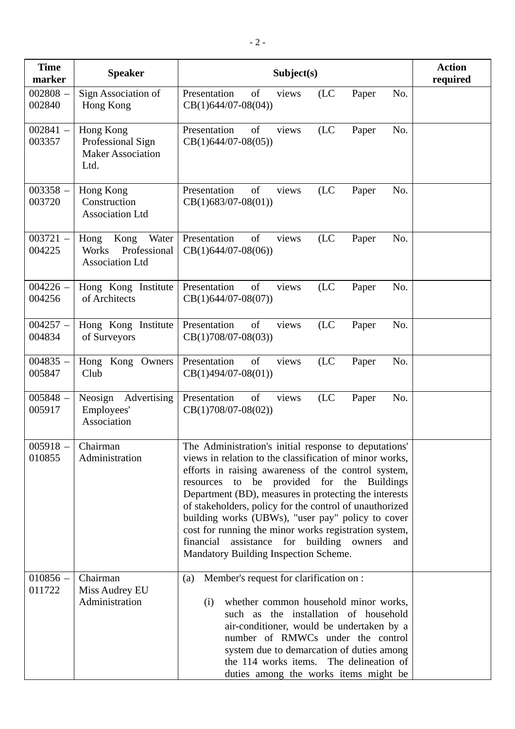| Time marker | Speaker | Subject(s) | Action required |
|---|---|---|---|
| 002808 – 002840 | Sign Association of Hong Kong | Presentation of views (LC Paper No. CB(1)644/07-08(04)) | |
| 002841 – 003357 | Hong Kong Professional Sign Maker Association Ltd. | Presentation of views (LC Paper No. CB(1)644/07-08(05)) | |
| 003358 – 003720 | Hong Kong Construction Association Ltd | Presentation of views (LC Paper No. CB(1)683/07-08(01)) | |
| 003721 – 004225 | Hong Kong Water Works Professional Association Ltd | Presentation of views (LC Paper No. CB(1)644/07-08(06)) | |
| 004226 – 004256 | Hong Kong Institute of Architects | Presentation of views (LC Paper No. CB(1)644/07-08(07)) | |
| 004257 – 004834 | Hong Kong Institute of Surveyors | Presentation of views (LC Paper No. CB(1)708/07-08(03)) | |
| 004835 – 005847 | Hong Kong Owners Club | Presentation of views (LC Paper No. CB(1)494/07-08(01)) | |
| 005848 – 005917 | Neosign Advertising Employees' Association | Presentation of views (LC Paper No. CB(1)708/07-08(02)) | |
| 005918 – 010855 | Chairman<br>Administration | The Administration's initial response to deputations' views in relation to the classification of minor works, efforts in raising awareness of the control system, resources to be provided for the Buildings Department (BD), measures in protecting the interests of stakeholders, policy for the control of unauthorized building works (UBWs), "user pay" policy to cover cost for running the minor works registration system, financial assistance for building owners and Mandatory Building Inspection Scheme. | |
| 010856 – 011722 | Chairman<br>Miss Audrey EU<br>Administration | (a) Member's request for clarification on :<br><br>(i) whether common household minor works, such as the installation of household air-conditioner, would be undertaken by a number of RMWCs under the control system due to demarcation of duties among the 114 works items. The delineation of duties among the works items might be | |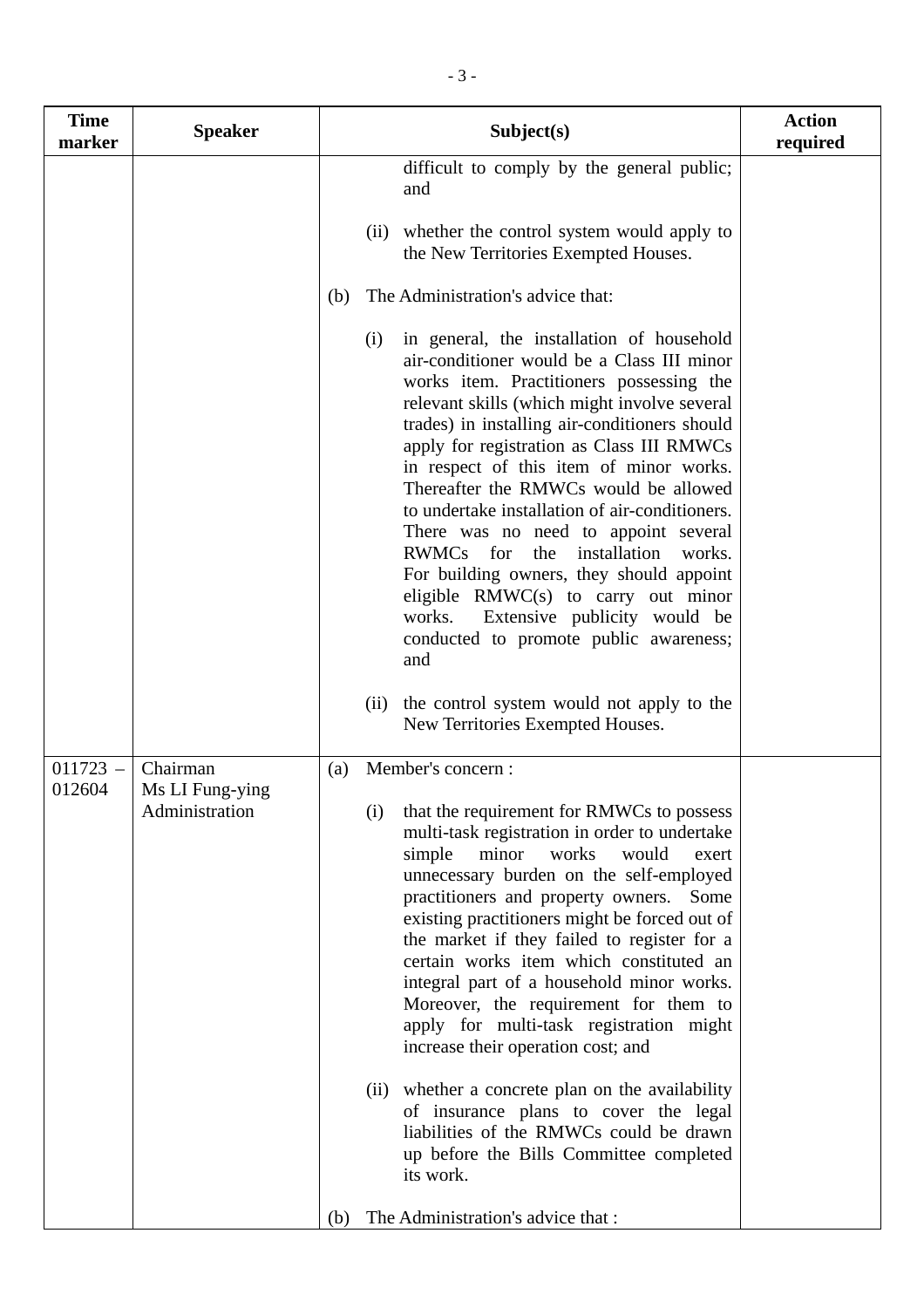| Time marker | Speaker | Subject(s) | Action required |
|---|---|---|---|
| | | difficult to comply by the general public; and<br><br>(ii) whether the control system would apply to the New Territories Exempted Houses.<br><br>(b) The Administration's advice that:<br><br>(i) in general, the installation of household air-conditioner would be a Class III minor works item. Practitioners possessing the relevant skills (which might involve several trades) in installing air-conditioners should apply for registration as Class III RMWCs in respect of this item of minor works. Thereafter the RMWCs would be allowed to undertake installation of air-conditioners. There was no need to appoint several RWMCs for the installation works. For building owners, they should appoint eligible RMWC(s) to carry out minor works. Extensive publicity would be conducted to promote public awareness; and<br><br>(ii) the control system would not apply to the New Territories Exempted Houses. | |
| 011723 – 012604 | Chairman<br>Ms LI Fung-ying<br>Administration | (a) Member's concern :<br><br>(i) that the requirement for RMWCs to possess multi-task registration in order to undertake simple minor works would exert unnecessary burden on the self-employed practitioners and property owners. Some existing practitioners might be forced out of the market if they failed to register for a certain works item which constituted an integral part of a household minor works. Moreover, the requirement for them to apply for multi-task registration might increase their operation cost; and<br><br>(ii) whether a concrete plan on the availability of insurance plans to cover the legal liabilities of the RMWCs could be drawn up before the Bills Committee completed its work.<br><br>(b) The Administration's advice that : | |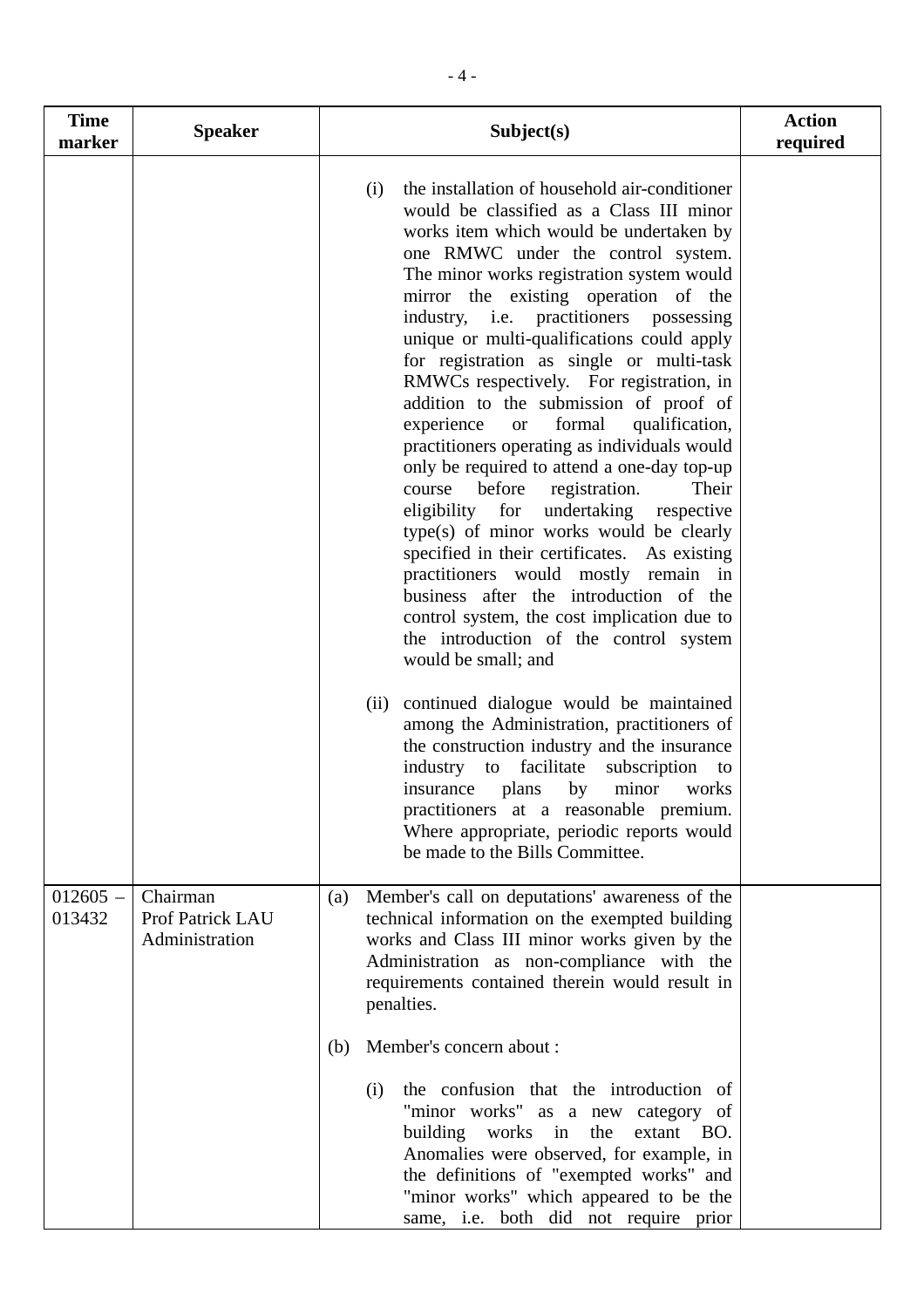| Time marker | Speaker | Subject(s) | Action required |
|---|---|---|---|
| | | (i) the installation of household air-conditioner would be classified as a Class III minor works item which would be undertaken by one RMWC under the control system. The minor works registration system would mirror the existing operation of the industry, i.e. practitioners possessing unique or multi-qualifications could apply for registration as single or multi-task RMWCs respectively. For registration, in addition to the submission of proof of experience or formal qualification, practitioners operating as individuals would only be required to attend a one-day top-up course before registration. Their eligibility for undertaking respective type(s) of minor works would be clearly specified in their certificates. As existing practitioners would mostly remain in business after the introduction of the control system, the cost implication due to the introduction of the control system would be small; and<br><br>(ii) continued dialogue would be maintained among the Administration, practitioners of the construction industry and the insurance industry to facilitate subscription to insurance plans by minor works practitioners at a reasonable premium. Where appropriate, periodic reports would be made to the Bills Committee. | |
| 012605 – 013432 | Chairman<br>Prof Patrick LAU<br>Administration | (a) Member's call on deputations' awareness of the technical information on the exempted building works and Class III minor works given by the Administration as non-compliance with the requirements contained therein would result in penalties.<br><br>(b) Member's concern about :<br><br>(i) the confusion that the introduction of "minor works" as a new category of building works in the extant BO. Anomalies were observed, for example, in the definitions of "exempted works" and "minor works" which appeared to be the same, i.e. both did not require prior | |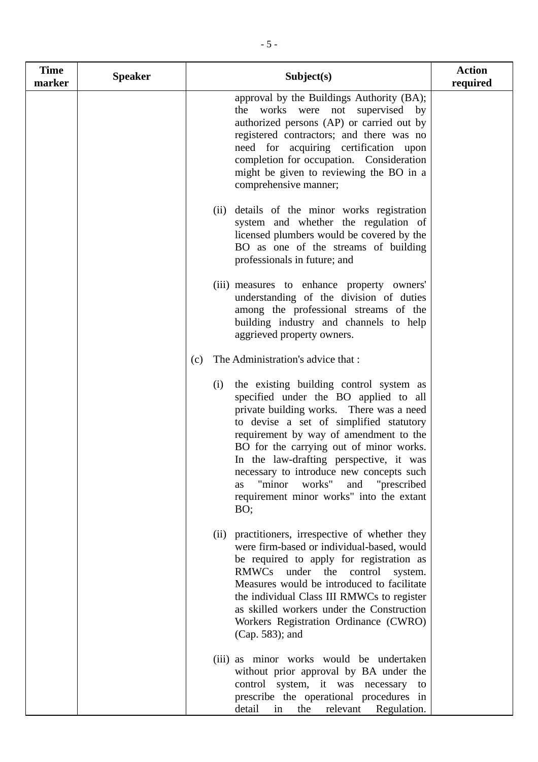| Time marker | Speaker | Subject(s) | Action required |
|---|---|---|---|
| | | approval by the Buildings Authority (BA); the works were not supervised by authorized persons (AP) or carried out by registered contractors; and there was no need for acquiring certification upon completion for occupation. Consideration might be given to reviewing the BO in a comprehensive manner;<br><br>(ii) details of the minor works registration system and whether the regulation of licensed plumbers would be covered by the BO as one of the streams of building professionals in future; and<br><br>(iii) measures to enhance property owners' understanding of the division of duties among the professional streams of the building industry and channels to help aggrieved property owners.<br><br>(c) The Administration's advice that :<br><br>(i) the existing building control system as specified under the BO applied to all private building works. There was a need to devise a set of simplified statutory requirement by way of amendment to the BO for the carrying out of minor works. In the law-drafting perspective, it was necessary to introduce new concepts such as "minor works" and "prescribed requirement minor works" into the extant BO;<br><br>(ii) practitioners, irrespective of whether they were firm-based or individual-based, would be required to apply for registration as RMWCs under the control system. Measures would be introduced to facilitate the individual Class III RMWCs to register as skilled workers under the Construction Workers Registration Ordinance (CWRO) (Cap. 583); and<br><br>(iii) as minor works would be undertaken without prior approval by BA under the control system, it was necessary to prescribe the operational procedures in detail in the relevant Regulation. | |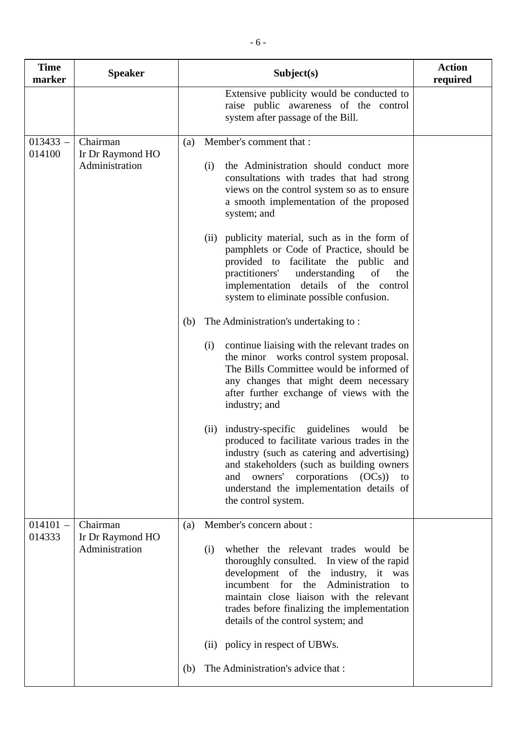| Time marker | Speaker | Subject(s) | Action required |
| --- | --- | --- | --- |
| | | Extensive publicity would be conducted to raise public awareness of the control system after passage of the Bill. | |
| 013433 – 014100 | Chairman<br>Ir Dr Raymond HO<br>Administration | (a) Member's comment that :<br><br>(i) the Administration should conduct more consultations with trades that had strong views on the control system so as to ensure a smooth implementation of the proposed system; and<br><br>(ii) publicity material, such as in the form of pamphlets or Code of Practice, should be provided to facilitate the public and practitioners' understanding of the implementation details of the control system to eliminate possible confusion.<br><br>(b) The Administration's undertaking to :<br><br>(i) continue liaising with the relevant trades on the minor works control system proposal. The Bills Committee would be informed of any changes that might deem necessary after further exchange of views with the industry; and<br><br>(ii) industry-specific guidelines would be produced to facilitate various trades in the industry (such as catering and advertising) and stakeholders (such as building owners and owners' corporations (OCs)) to understand the implementation details of the control system. | |
| 014101 – 014333 | Chairman<br>Ir Dr Raymond HO<br>Administration | (a) Member's concern about :<br><br>(i) whether the relevant trades would be thoroughly consulted. In view of the rapid development of the industry, it was incumbent for the Administration to maintain close liaison with the relevant trades before finalizing the implementation details of the control system; and<br><br>(ii) policy in respect of UBWs.<br><br>(b) The Administration's advice that : | |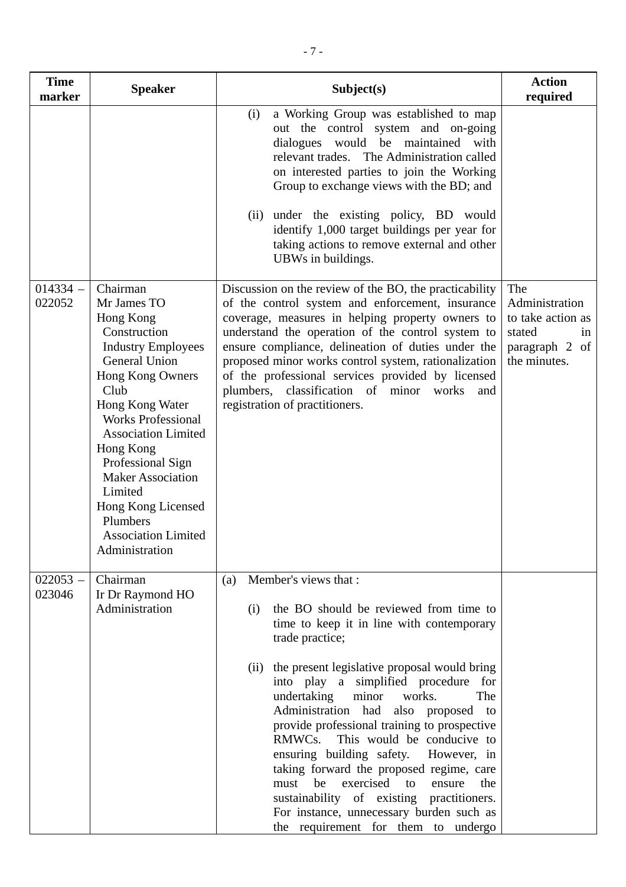| Time marker | Speaker | Subject(s) | Action required |
|---|---|---|---|
| | | (i) a Working Group was established to map out the control system and on-going dialogues would be maintained with relevant trades. The Administration called on interested parties to join the Working Group to exchange views with the BD; and<br><br>(ii) under the existing policy, BD would identify 1,000 target buildings per year for taking actions to remove external and other UBWs in buildings. | |
| 014334 – 022052 | Chairman<br>Mr James TO<br>Hong Kong Construction Industry Employees General Union<br>Hong Kong Owners Club<br>Hong Kong Water Works Professional Association Limited<br>Hong Kong Professional Sign Maker Association Limited<br>Hong Kong Licensed Plumbers Association Limited<br>Administration | Discussion on the review of the BO, the practicability of the control system and enforcement, insurance coverage, measures in helping property owners to understand the operation of the control system to ensure compliance, delineation of duties under the proposed minor works control system, rationalization of the professional services provided by licensed plumbers, classification of minor works and registration of practitioners. | The Administration to take action as stated in paragraph 2 of the minutes. |
| 022053 – 023046 | Chairman<br>Ir Dr Raymond HO<br>Administration | (a) Member's views that :<br><br>(i) the BO should be reviewed from time to time to keep it in line with contemporary trade practice;<br><br>(ii) the present legislative proposal would bring into play a simplified procedure for undertaking minor works. The Administration had also proposed to provide professional training to prospective RMWCs. This would be conducive to ensuring building safety. However, in taking forward the proposed regime, care must be exercised to ensure the sustainability of existing practitioners. For instance, unnecessary burden such as the requirement for them to undergo | |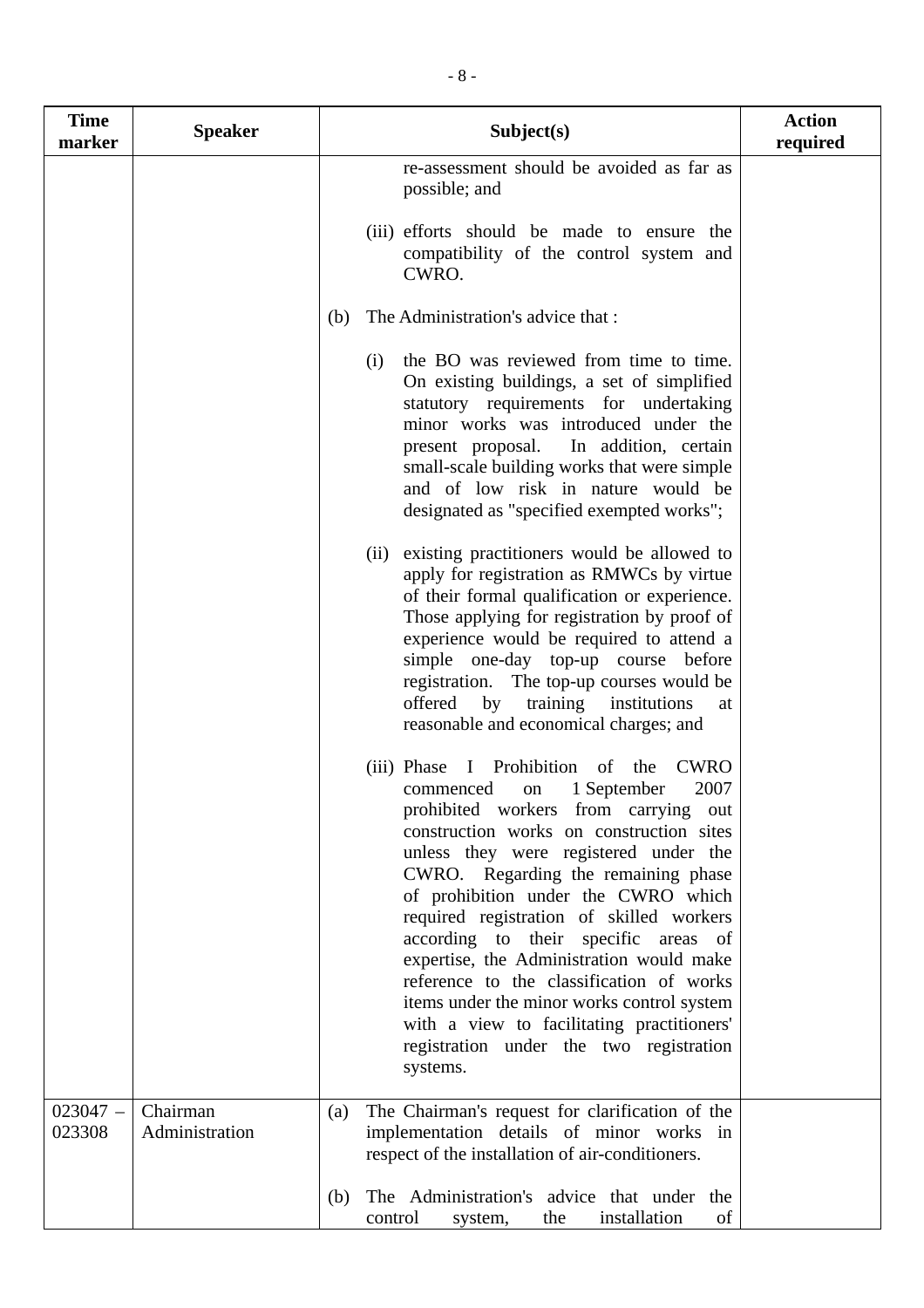| Time marker | Speaker | Subject(s) | Action required |
|---|---|---|---|
| | | re-assessment should be avoided as far as possible; and<br><br>(iii) efforts should be made to ensure the compatibility of the control system and CWRO.<br><br>(b) The Administration's advice that :<br><br>(i) the BO was reviewed from time to time. On existing buildings, a set of simplified statutory requirements for undertaking minor works was introduced under the present proposal. In addition, certain small-scale building works that were simple and of low risk in nature would be designated as "specified exempted works";<br><br>(ii) existing practitioners would be allowed to apply for registration as RMWCs by virtue of their formal qualification or experience. Those applying for registration by proof of experience would be required to attend a simple one-day top-up course before registration. The top-up courses would be offered by training institutions at reasonable and economical charges; and<br><br>(iii) Phase I Prohibition of the CWRO commenced on 1 September 2007 prohibited workers from carrying out construction works on construction sites unless they were registered under the CWRO. Regarding the remaining phase of prohibition under the CWRO which required registration of skilled workers according to their specific areas of expertise, the Administration would make reference to the classification of works items under the minor works control system with a view to facilitating practitioners' registration under the two registration systems. | |
| 023047 – 023308 | Chairman<br>Administration | (a) The Chairman's request for clarification of the implementation details of minor works in respect of the installation of air-conditioners.<br><br>(b) The Administration's advice that under the control system, the installation of | |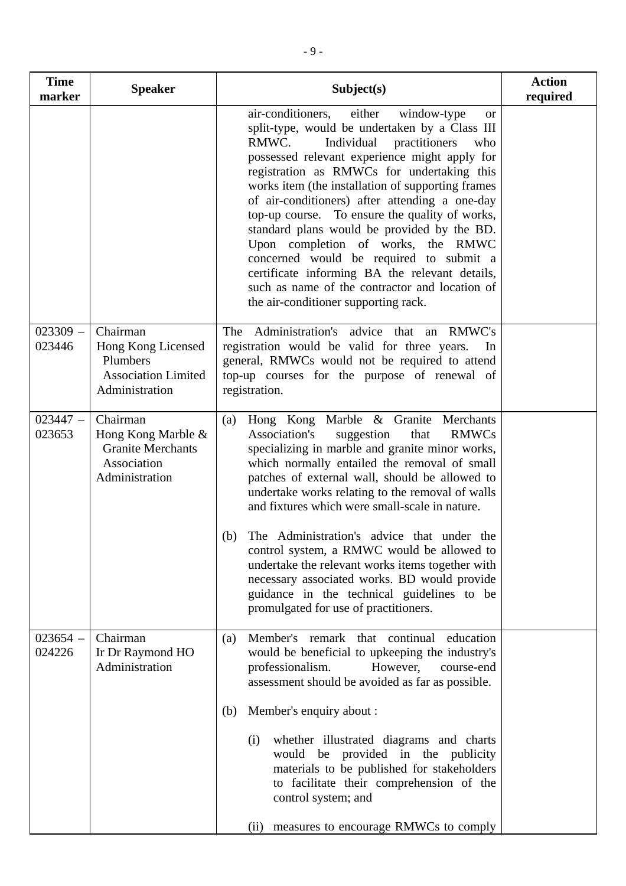| Time marker | Speaker | Subject(s) | Action required |
|---|---|---|---|
| | | air-conditioners, either window-type or split-type, would be undertaken by a Class III RMWC. Individual practitioners who possessed relevant experience might apply for registration as RMWCs for undertaking this works item (the installation of supporting frames of air-conditioners) after attending a one-day top-up course. To ensure the quality of works, standard plans would be provided by the BD. Upon completion of works, the RMWC concerned would be required to submit a certificate informing BA the relevant details, such as name of the contractor and location of the air-conditioner supporting rack. | |
| 023309 – 023446 | Chairman<br>Hong Kong Licensed Plumbers Association Limited<br>Administration | The Administration's advice that an RMWC's registration would be valid for three years. In general, RMWCs would not be required to attend top-up courses for the purpose of renewal of registration. | |
| 023447 – 023653 | Chairman<br>Hong Kong Marble & Granite Merchants Association<br>Administration | (a) Hong Kong Marble & Granite Merchants Association's suggestion that RMWCs specializing in marble and granite minor works, which normally entailed the removal of small patches of external wall, should be allowed to undertake works relating to the removal of walls and fixtures which were small-scale in nature.<br><br>(b) The Administration's advice that under the control system, a RMWC would be allowed to undertake the relevant works items together with necessary associated works. BD would provide guidance in the technical guidelines to be promulgated for use of practitioners. | |
| 023654 – 024226 | Chairman<br>Ir Dr Raymond HO<br>Administration | (a) Member's remark that continual education would be beneficial to upkeeping the industry's professionalism. However, course-end assessment should be avoided as far as possible.<br><br>(b) Member's enquiry about :<br><br>(i) whether illustrated diagrams and charts would be provided in the publicity materials to be published for stakeholders to facilitate their comprehension of the control system; and<br><br>(ii) measures to encourage RMWCs to comply | |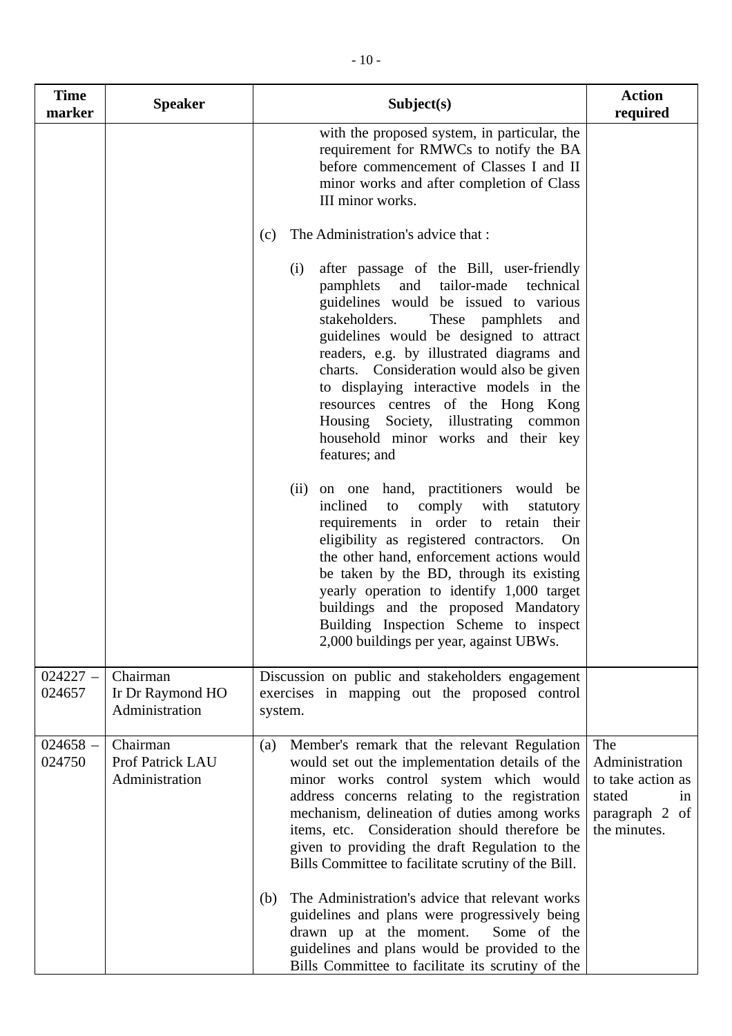| Time marker | Speaker | Subject(s) | Action required |
|---|---|---|---|
| | | with the proposed system, in particular, the requirement for RMWCs to notify the BA before commencement of Classes I and II minor works and after completion of Class III minor works.<br><br>(c) The Administration's advice that :<br><br>(i) after passage of the Bill, user-friendly pamphlets and tailor-made technical guidelines would be issued to various stakeholders. These pamphlets and guidelines would be designed to attract readers, e.g. by illustrated diagrams and charts. Consideration would also be given to displaying interactive models in the resources centres of the Hong Kong Housing Society, illustrating common household minor works and their key features; and<br><br>(ii) on one hand, practitioners would be inclined to comply with statutory requirements in order to retain their eligibility as registered contractors. On the other hand, enforcement actions would be taken by the BD, through its existing yearly operation to identify 1,000 target buildings and the proposed Mandatory Building Inspection Scheme to inspect 2,000 buildings per year, against UBWs. | |
| 024227 – 024657 | Chairman<br>Ir Dr Raymond HO<br>Administration | Discussion on public and stakeholders engagement exercises in mapping out the proposed control system. | |
| 024658 – 024750 | Chairman<br>Prof Patrick LAU<br>Administration | (a) Member's remark that the relevant Regulation would set out the implementation details of the minor works control system which would address concerns relating to the registration mechanism, delineation of duties among works items, etc. Consideration should therefore be given to providing the draft Regulation to the Bills Committee to facilitate scrutiny of the Bill.<br><br>(b) The Administration's advice that relevant works guidelines and plans were progressively being drawn up at the moment. Some of the guidelines and plans would be provided to the Bills Committee to facilitate its scrutiny of the | The Administration to take action as stated in paragraph 2 of the minutes. |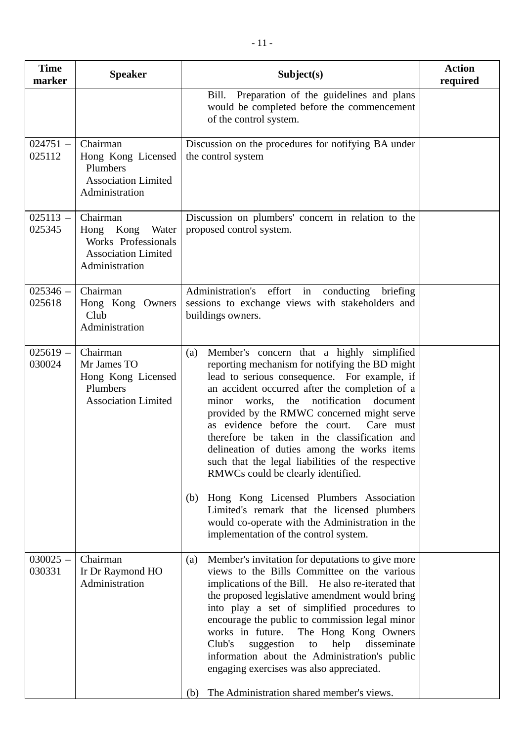| Time marker | Speaker | Subject(s) | Action required |
|---|---|---|---|
| | | Bill. Preparation of the guidelines and plans would be completed before the commencement of the control system. | |
| 024751 – 025112 | Chairman<br>Hong Kong Licensed Plumbers Association Limited<br>Administration | Discussion on the procedures for notifying BA under the control system | |
| 025113 – 025345 | Chairman<br>Hong Kong Water Works Professionals Association Limited<br>Administration | Discussion on plumbers' concern in relation to the proposed control system. | |
| 025346 – 025618 | Chairman<br>Hong Kong Owners Club<br>Administration | Administration's effort in conducting briefing sessions to exchange views with stakeholders and buildings owners. | |
| 025619 – 030024 | Chairman<br>Mr James TO<br>Hong Kong Licensed Plumbers Association Limited | (a) Member's concern that a highly simplified reporting mechanism for notifying the BD might lead to serious consequence. For example, if an accident occurred after the completion of a minor works, the notification document provided by the RMWC concerned might serve as evidence before the court. Care must therefore be taken in the classification and delineation of duties among the works items such that the legal liabilities of the respective RMWCs could be clearly identified.<br><br>(b) Hong Kong Licensed Plumbers Association Limited's remark that the licensed plumbers would co-operate with the Administration in the implementation of the control system. | |
| 030025 – 030331 | Chairman<br>Ir Dr Raymond HO<br>Administration | (a) Member's invitation for deputations to give more views to the Bills Committee on the various implications of the Bill. He also re-iterated that the proposed legislative amendment would bring into play a set of simplified procedures to encourage the public to commission legal minor works in future. The Hong Kong Owners Club's suggestion to help disseminate information about the Administration's public engaging exercises was also appreciated.<br><br>(b) The Administration shared member's views. | |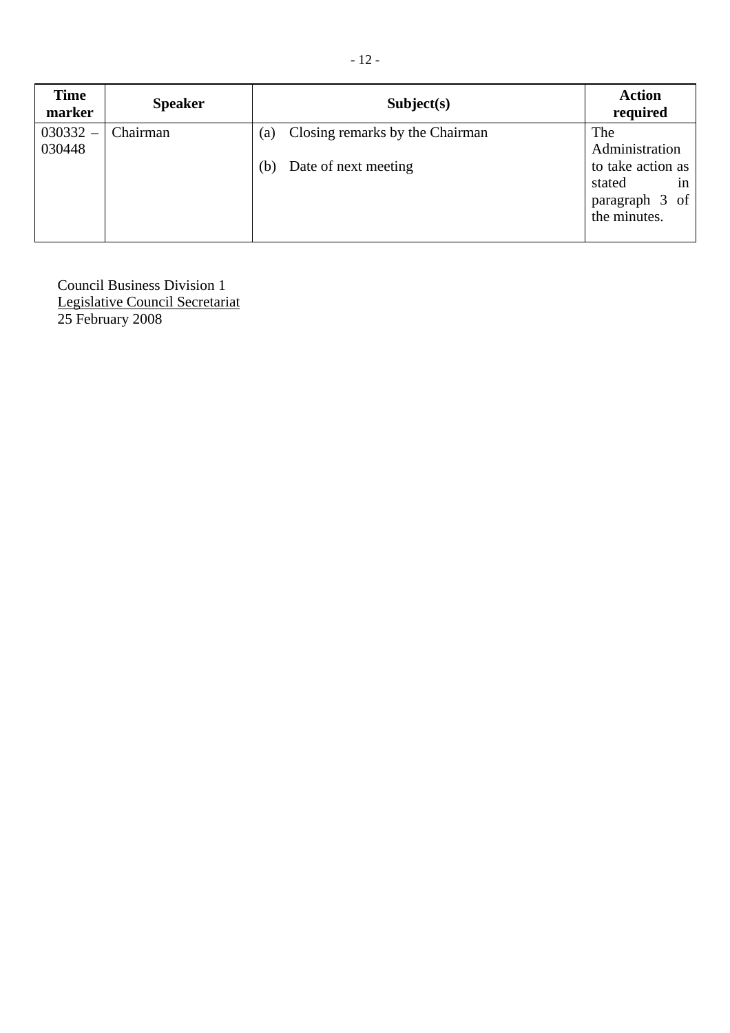| Time marker | Speaker | Subject(s) | Action required |
|---|---|---|---|
| 030332 – 030448 | Chairman | (a) Closing remarks by the Chairman<br><br>(b) Date of next meeting | The Administration to take action as stated in paragraph 3 of the minutes. |

Council Business Division 1
Legislative Council Secretariat
25 February 2008